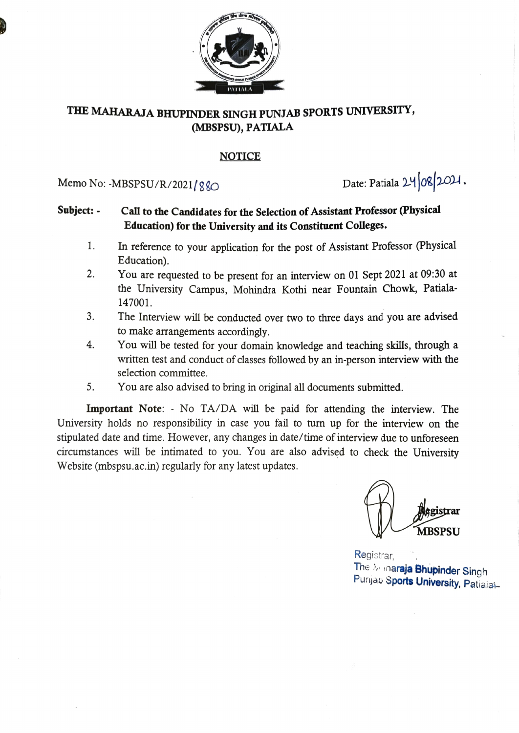# THE MAHARAJA BHUPINDER SINGH PUNJAB SPORTS UNIVERSITY, (MBSPSU), PATIALA

## NOTICE

Memo No: -MBSPSU/R/2021/880                Date: Patiala 24/08/2021.

**Subject: - Call to the Candidates for the Selection of Assistant Professor (Physical Education) for the University and its Constituent Colleges.**

1. In reference to your application for the post of Assistant Professor (Physical Education).
2. You are requested to be present for an interview on 01 Sept 2021 at 09:30 at the University Campus, Mohindra Kothi near Fountain Chowk, Patiala-147001.
3. The Interview will be conducted over two to three days and you are advised to make arrangements accordingly.
4. You will be tested for your domain knowledge and teaching skills, through a written test and conduct of classes followed by an in-person interview with the selection committee.
5. You are also advised to bring in original all documents submitted.

**Important Note**: - No TA/DA will be paid for attending the interview. The University holds no responsibility in case you fail to turn up for the interview on the stipulated date and time. However, any changes in date/time of interview due to unforeseen circumstances will be intimated to you. You are also advised to check the University Website (mbspsu.ac.in) regularly for any latest updates.

**Registrar**
**MBSPSU**

Registrar,
The Maharaja Bhupinder Singh
Punjab Sports University, Patiala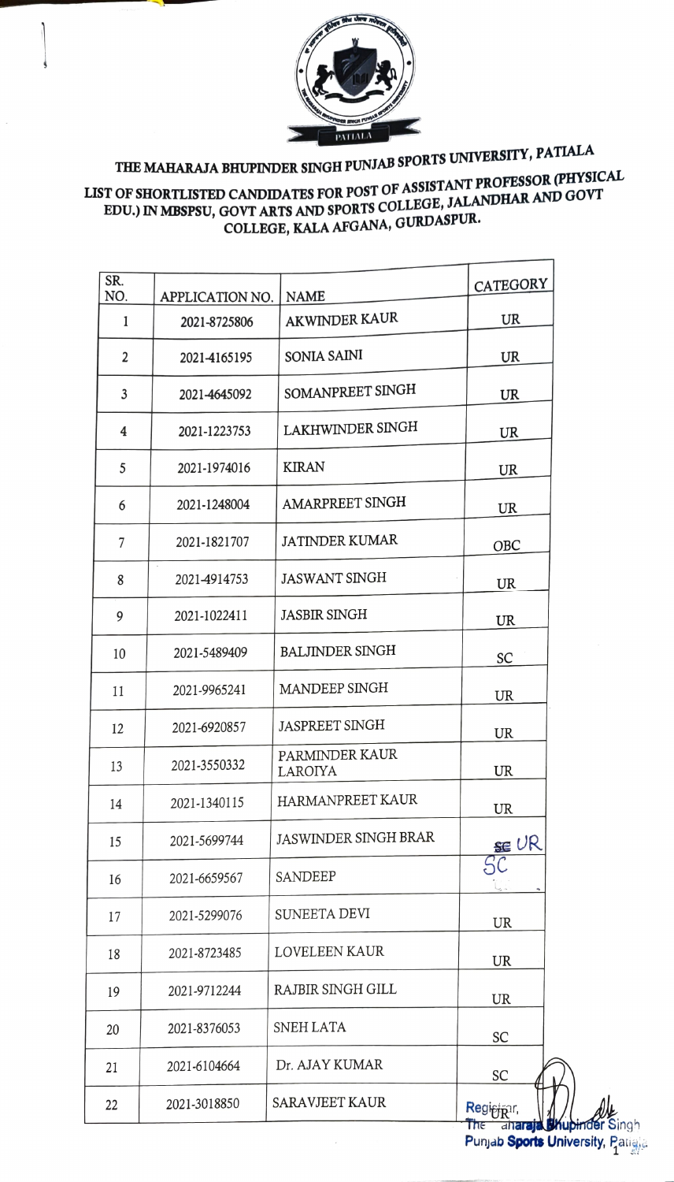# THE MAHARAJA BHUPINDER SINGH PUNJAB SPORTS UNIVERSITY, PATIALA

## LIST OF SHORTLISTED CANDIDATES FOR POST OF ASSISTANT PROFESSOR (PHYSICAL EDU.) IN MBSPSU, GOVT ARTS AND SPORTS COLLEGE, JALANDHAR AND GOVT COLLEGE, KALA AFGANA, GURDASPUR.

| SR. NO. | APPLICATION NO. | NAME | CATEGORY |
|---|---|---|---|
| 1 | 2021-8725806 | AKWINDER KAUR | UR |
| 2 | 2021-4165195 | SONIA SAINI | UR |
| 3 | 2021-4645092 | SOMANPREET SINGH | UR |
| 4 | 2021-1223753 | LAKHWINDER SINGH | UR |
| 5 | 2021-1974016 | KIRAN | UR |
| 6 | 2021-1248004 | AMARPREET SINGH | UR |
| 7 | 2021-1821707 | JATINDER KUMAR | OBC |
| 8 | 2021-4914753 | JASWANT SINGH | UR |
| 9 | 2021-1022411 | JASBIR SINGH | UR |
| 10 | 2021-5489409 | BALJINDER SINGH | SC |
| 11 | 2021-9965241 | MANDEEP SINGH | UR |
| 12 | 2021-6920857 | JASPREET SINGH | UR |
| 13 | 2021-3550332 | PARMINDER KAUR LAROIYA | UR |
| 14 | 2021-1340115 | HARMANPREET KAUR | UR |
| 15 | 2021-5699744 | JASWINDER SINGH BRAR | ~~SC~~ UR |
| 16 | 2021-6659567 | SANDEEP | SC |
| 17 | 2021-5299076 | SUNEETA DEVI | UR |
| 18 | 2021-8723485 | LOVELEEN KAUR | UR |
| 19 | 2021-9712244 | RAJBIR SINGH GILL | UR |
| 20 | 2021-8376053 | SNEH LATA | SC |
| 21 | 2021-6104664 | Dr. AJAY KUMAR | SC |
| 22 | 2021-3018850 | SARAVJEET KAUR | UR |

Registrar,
The Maharaja Bhupinder Singh Punjab Sports University, Patiala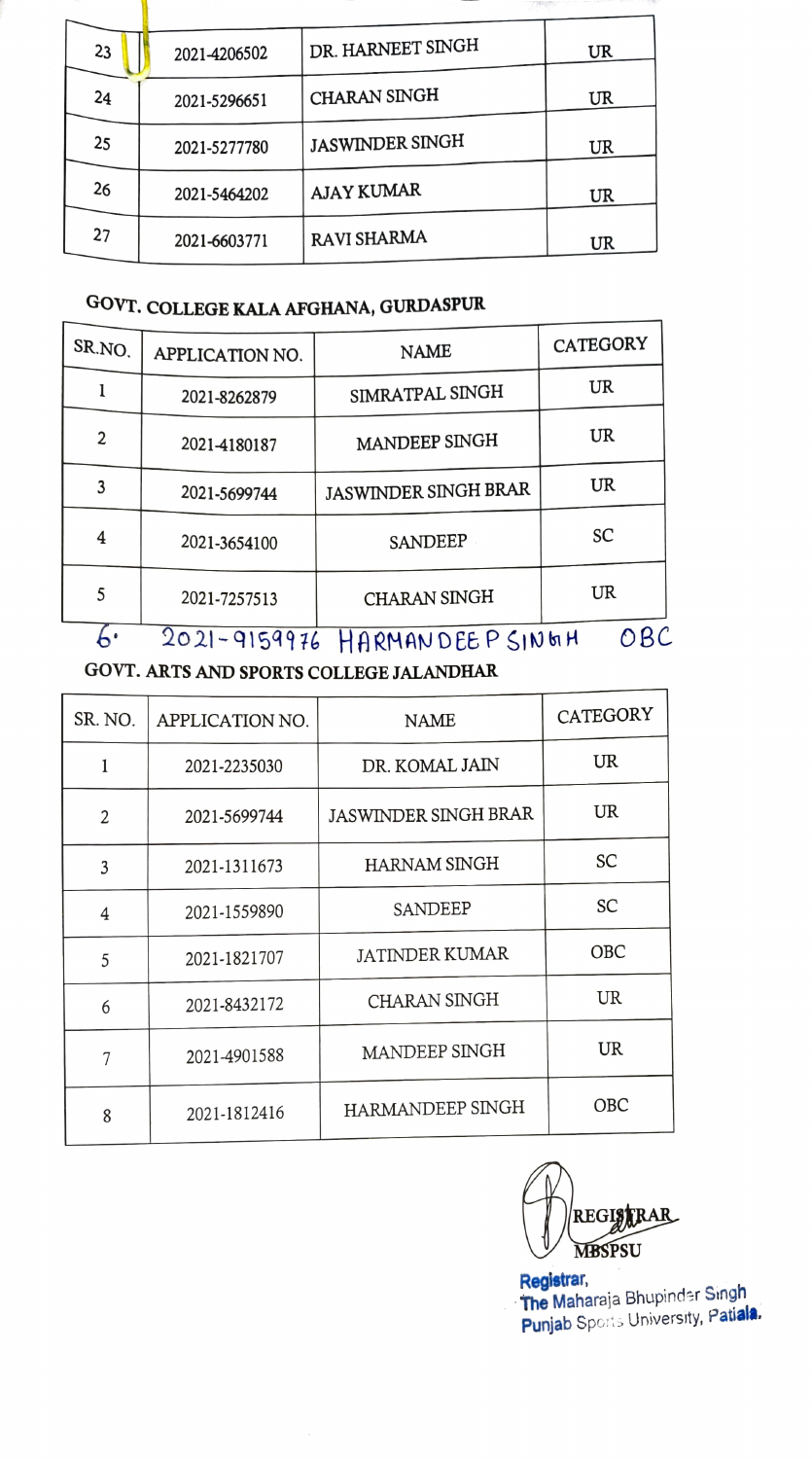| | | | |
|---|---|---|---|
| 23 | 2021-4206502 | DR. HARNEET SINGH | UR |
| 24 | 2021-5296651 | CHARAN SINGH | UR |
| 25 | 2021-5277780 | JASWINDER SINGH | UR |
| 26 | 2021-5464202 | AJAY KUMAR | UR |
| 27 | 2021-6603771 | RAVI SHARMA | UR |

## GOVT. COLLEGE KALA AFGHANA, GURDASPUR

| SR.NO. | APPLICATION NO. | NAME | CATEGORY |
|---|---|---|---|
| 1 | 2021-8262879 | SIMRATPAL SINGH | UR |
| 2 | 2021-4180187 | MANDEEP SINGH | UR |
| 3 | 2021-5699744 | JASWINDER SINGH BRAR | UR |
| 4 | 2021-3654100 | SANDEEP | SC |
| 5 | 2021-7257513 | CHARAN SINGH | UR |
| 6. | 2021-9159976 | HARMANDEEP SINGH | OBC |

## GOVT. ARTS AND SPORTS COLLEGE JALANDHAR

| SR. NO. | APPLICATION NO. | NAME | CATEGORY |
|---|---|---|---|
| 1 | 2021-2235030 | DR. KOMAL JAIN | UR |
| 2 | 2021-5699744 | JASWINDER SINGH BRAR | UR |
| 3 | 2021-1311673 | HARNAM SINGH | SC |
| 4 | 2021-1559890 | SANDEEP | SC |
| 5 | 2021-1821707 | JATINDER KUMAR | OBC |
| 6 | 2021-8432172 | CHARAN SINGH | UR |
| 7 | 2021-4901588 | MANDEEP SINGH | UR |
| 8 | 2021-1812416 | HARMANDEEP SINGH | OBC |

REGISTRAR
MBSPSU

**Registrar,**
**The Maharaja Bhupinder Singh**
**Punjab Sports University, Patiala.**